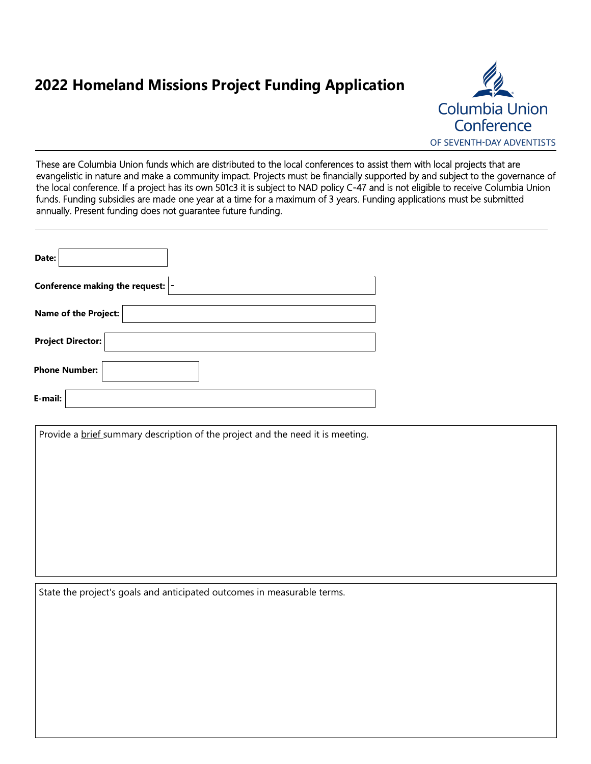# 2022 Homeland Missions Project Funding Application

Columbia Union Conference
OF SEVENTH-DAY ADVENTISTS

---

These are Columbia Union funds which are distributed to the local conferences to assist them with local projects that are evangelistic in nature and make a community impact. Projects must be financially supported by and subject to the governance of the local conference. If a project has its own 501c3 it is subject to NAD policy C-47 and is not eligible to receive Columbia Union funds. Funding subsidies are made one year at a time for a maximum of 3 years. Funding applications must be submitted annually. Present funding does not guarantee future funding.

---

**Date:**

**Conference making the request:** -

**Name of the Project:**

**Project Director:**

**Phone Number:**

**E-mail:**

Provide a brief summary description of the project and the need it is meeting.

State the project's goals and anticipated outcomes in measurable terms.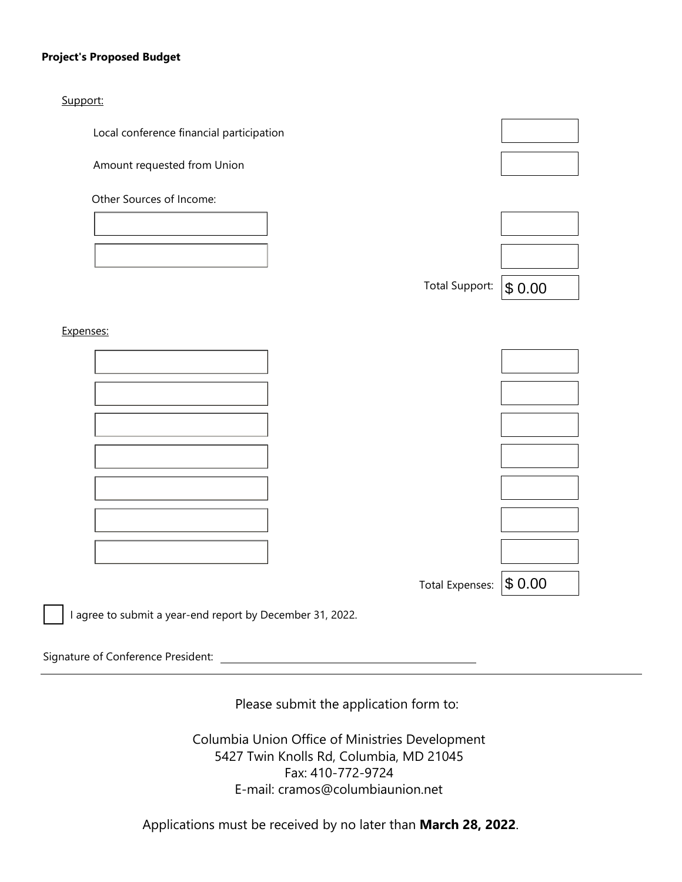**Project's Proposed Budget**

Support:

Local conference financial participation

Amount requested from Union

Other Sources of Income:

Total Support: $ 0.00

Expenses:

Total Expenses: $ 0.00

☐ I agree to submit a year-end report by December 31, 2022.

Signature of Conference President: ______________________________

---

Please submit the application form to:

Columbia Union Office of Ministries Development
5427 Twin Knolls Rd, Columbia, MD 21045
Fax: 410-772-9724
E-mail: cramos@columbiaunion.net

Applications must be received by no later than **March 28, 2022**.